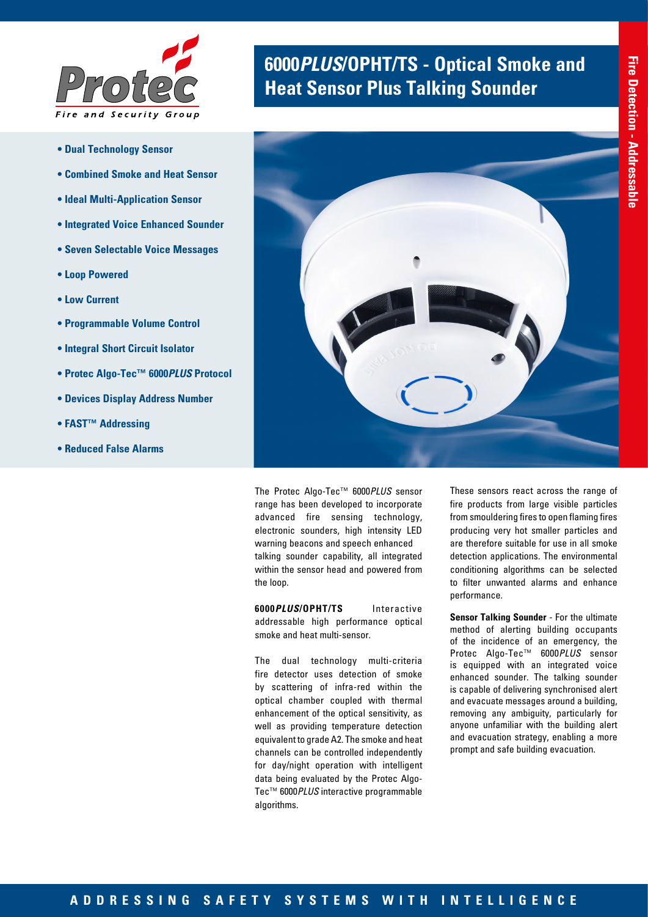# 6000*PLUS*/OPHT/TS - Optical Smoke and Heat Sensor Plus Talking Sounder

Fire Detection - Addressable

- **Dual Technology Sensor**
- **Combined Smoke and Heat Sensor**
- **Ideal Multi-Application Sensor**
- **Integrated Voice Enhanced Sounder**
- **Seven Selectable Voice Messages**
- **Loop Powered**
- **Low Current**
- **Programmable Volume Control**
- **Integral Short Circuit Isolator**
- **Protec Algo-Tec™ 6000*PLUS* Protocol**
- **Devices Display Address Number**
- **FAST™ Addressing**
- **Reduced False Alarms**

The Protec Algo-Tec™ 6000*PLUS* sensor range has been developed to incorporate advanced fire sensing technology, electronic sounders, high intensity LED warning beacons and speech enhanced talking sounder capability, all integrated within the sensor head and powered from the loop.

**6000*PLUS*/OPHT/TS** Interactive addressable high performance optical smoke and heat multi-sensor.

The dual technology multi-criteria fire detector uses detection of smoke by scattering of infra-red within the optical chamber coupled with thermal enhancement of the optical sensitivity, as well as providing temperature detection equivalent to grade A2. The smoke and heat channels can be controlled independently for day/night operation with intelligent data being evaluated by the Protec Algo-Tec™ 6000*PLUS* interactive programmable algorithms.

These sensors react across the range of fire products from large visible particles from smouldering fires to open flaming fires producing very hot smaller particles and are therefore suitable for use in all smoke detection applications. The environmental conditioning algorithms can be selected to filter unwanted alarms and enhance performance.

**Sensor Talking Sounder** - For the ultimate method of alerting building occupants of the incidence of an emergency, the Protec Algo-Tec™ 6000*PLUS* sensor is equipped with an integrated voice enhanced sounder. The talking sounder is capable of delivering synchronised alert and evacuate messages around a building, removing any ambiguity, particularly for anyone unfamiliar with the building alert and evacuation strategy, enabling a more prompt and safe building evacuation.

ADDRESSING SAFETY SYSTEMS WITH INTELLIGENCE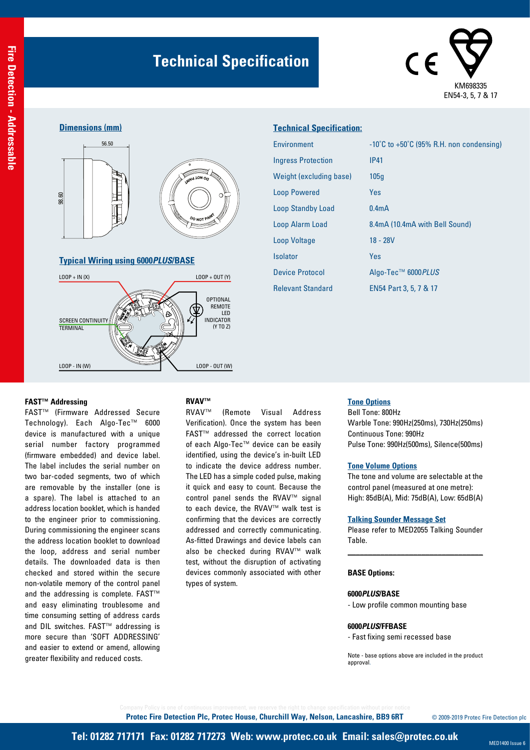# Technical Specification

KM698335
EN54-3, 5, 7 & 17

## Dimensions (mm)

56.50

98.60

DO NOT PAINT

## Typical Wiring using 6000*PLUS*/BASE

LOOP + IN (X)

LOOP + OUT (Y)

OPTIONAL REMOTE LED INDICATOR (Y TO Z)

SCREEN CONTINUITY TERMINAL

LOOP - IN (W)

LOOP - OUT (W)

## Technical Specification:

| | |
|---|---|
| Environment | -10˚C to +50˚C (95% R.H. non condensing) |
| Ingress Protection | IP41 |
| Weight (excluding base) | 105g |
| Loop Powered | Yes |
| Loop Standby Load | 0.4mA |
| Loop Alarm Load | 8.4mA (10.4mA with Bell Sound) |
| Loop Voltage | 18 - 28V |
| Isolator | Yes |
| Device Protocol | Algo-Tec™ 6000*PLUS* |
| Relevant Standard | EN54 Part 3, 5, 7 & 17 |

### FAST™ Addressing

FAST™ (Firmware Addressed Secure Technology). Each Algo-Tec™ 6000 device is manufactured with a unique serial number factory programmed (firmware embedded) and device label. The label includes the serial number on two bar-coded segments, two of which are removable by the installer (one is a spare). The label is attached to an address location booklet, which is handed to the engineer prior to commissioning. During commissioning the engineer scans the address location booklet to download the loop, address and serial number details. The downloaded data is then checked and stored within the secure non-volatile memory of the control panel and the addressing is complete. FAST™ and easy eliminating troublesome and time consuming setting of address cards and DIL switches. FAST™ addressing is more secure than 'SOFT ADDRESSING' and easier to extend or amend, allowing greater flexibility and reduced costs.

### RVAV™

RVAV™ (Remote Visual Address Verification). Once the system has been FAST™ addressed the correct location of each Algo-Tec™ device can be easily identified, using the device's in-built LED to indicate the device address number. The LED has a simple coded pulse, making it quick and easy to count. Because the control panel sends the RVAV™ signal to each device, the RVAV™ walk test is confirming that the devices are correctly addressed and correctly communicating. As-fitted Drawings and device labels can also be checked during RVAV™ walk test, without the disruption of activating devices commonly associated with other types of system.

### Tone Options

Bell Tone: 800Hz
Warble Tone: 990Hz(250ms), 730Hz(250ms)
Continuous Tone: 990Hz
Pulse Tone: 990Hz(500ms), Silence(500ms)

### Tone Volume Options

The tone and volume are selectable at the control panel (measured at one metre):
High: 85dB(A), Mid: 75dB(A), Low: 65dB(A)

### Talking Sounder Message Set

Please refer to MED2055 Talking Sounder Table.

### BASE Options:

**6000*PLUS*/BASE**
- Low profile common mounting base

**6000*PLUS*/FFBASE**
- Fast fixing semi recessed base

Note - base options above are included in the product approval.

Company Policy is one of continuous improvement, we reserve the right to change specification without prior notice

**Protec Fire Detection Plc, Protec House, Churchill Way, Nelson, Lancashire, BB9 6RT**

© 2009-2019 Protec Fire Detection plc

**Tel: 01282 717171 Fax: 01282 717273 Web: www.protec.co.uk Email: sales@protec.co.uk**

MED1400 Issue 6